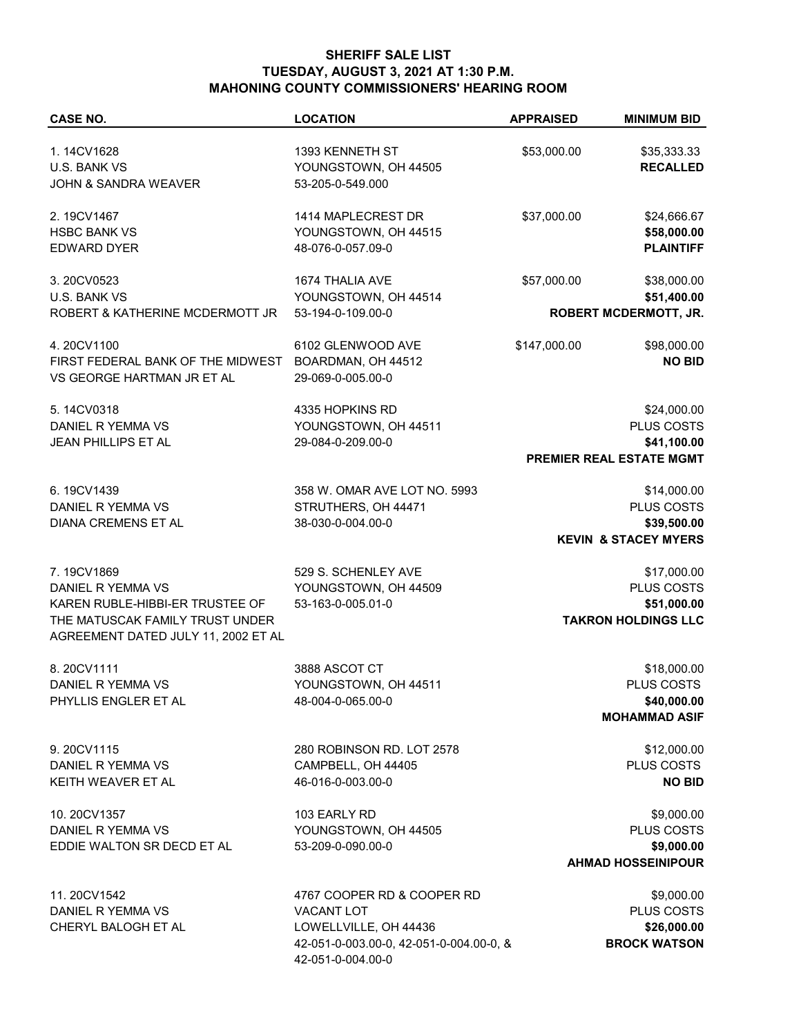# SHERIFF SALE LIST
## TUESDAY, AUGUST 3, 2021 AT 1:30 P.M.
## MAHONING COUNTY COMMISSIONERS' HEARING ROOM

| CASE NO. | LOCATION | APPRAISED | MINIMUM BID |
|---|---|---|---|
| 1. 14CV1628<br>U.S. BANK VS<br>JOHN & SANDRA WEAVER | 1393 KENNETH ST<br>YOUNGSTOWN, OH 44505<br>53-205-0-549.000 | $53,000.00 | $35,333.33<br>**RECALLED** |
| 2. 19CV1467<br>HSBC BANK VS<br>EDWARD DYER | 1414 MAPLECREST DR<br>YOUNGSTOWN, OH 44515<br>48-076-0-057.09-0 | $37,000.00 | $24,666.67<br>**$58,000.00**<br>**PLAINTIFF** |
| 3. 20CV0523<br>U.S. BANK VS<br>ROBERT & KATHERINE MCDERMOTT JR | 1674 THALIA AVE<br>YOUNGSTOWN, OH 44514<br>53-194-0-109.00-0 | $57,000.00 | $38,000.00<br>**$51,400.00**<br>**ROBERT MCDERMOTT, JR.** |
| 4. 20CV1100<br>FIRST FEDERAL BANK OF THE MIDWEST<br>VS GEORGE HARTMAN JR ET AL | 6102 GLENWOOD AVE<br>BOARDMAN, OH 44512<br>29-069-0-005.00-0 | $147,000.00 | $98,000.00<br>**NO BID** |
| 5. 14CV0318<br>DANIEL R YEMMA VS<br>JEAN PHILLIPS ET AL | 4335 HOPKINS RD<br>YOUNGSTOWN, OH 44511<br>29-084-0-209.00-0 | | $24,000.00<br>PLUS COSTS<br>**$41,100.00**<br>**PREMIER REAL ESTATE MGMT** |
| 6. 19CV1439<br>DANIEL R YEMMA VS<br>DIANA CREMENS ET AL | 358 W. OMAR AVE LOT NO. 5993<br>STRUTHERS, OH 44471<br>38-030-0-004.00-0 | | $14,000.00<br>PLUS COSTS<br>**$39,500.00**<br>**KEVIN & STACEY MYERS** |
| 7. 19CV1869<br>DANIEL R YEMMA VS<br>KAREN RUBLE-HIBBI-ER TRUSTEE OF<br>THE MATUSCAK FAMILY TRUST UNDER<br>AGREEMENT DATED JULY 11, 2002 ET AL | 529 S. SCHENLEY AVE<br>YOUNGSTOWN, OH 44509<br>53-163-0-005.01-0 | | $17,000.00<br>PLUS COSTS<br>**$51,000.00**<br>**TAKRON HOLDINGS LLC** |
| 8. 20CV1111<br>DANIEL R YEMMA VS<br>PHYLLIS ENGLER ET AL | 3888 ASCOT CT<br>YOUNGSTOWN, OH 44511<br>48-004-0-065.00-0 | | $18,000.00<br>PLUS COSTS<br>**$40,000.00**<br>**MOHAMMAD ASIF** |
| 9. 20CV1115<br>DANIEL R YEMMA VS<br>KEITH WEAVER ET AL | 280 ROBINSON RD. LOT 2578<br>CAMPBELL, OH 44405<br>46-016-0-003.00-0 | | $12,000.00<br>PLUS COSTS<br>**NO BID** |
| 10. 20CV1357<br>DANIEL R YEMMA VS<br>EDDIE WALTON SR DECD ET AL | 103 EARLY RD<br>YOUNGSTOWN, OH 44505<br>53-209-0-090.00-0 | | $9,000.00<br>PLUS COSTS<br>**$9,000.00**<br>**AHMAD HOSSEINIPOUR** |
| 11. 20CV1542<br>DANIEL R YEMMA VS<br>CHERYL BALOGH ET AL | 4767 COOPER RD & COOPER RD<br>VACANT LOT<br>LOWELLVILLE, OH 44436<br>42-051-0-003.00-0, 42-051-0-004.00-0, &<br>42-051-0-004.00-0 | | $9,000.00<br>PLUS COSTS<br>**$26,000.00**<br>**BROCK WATSON** |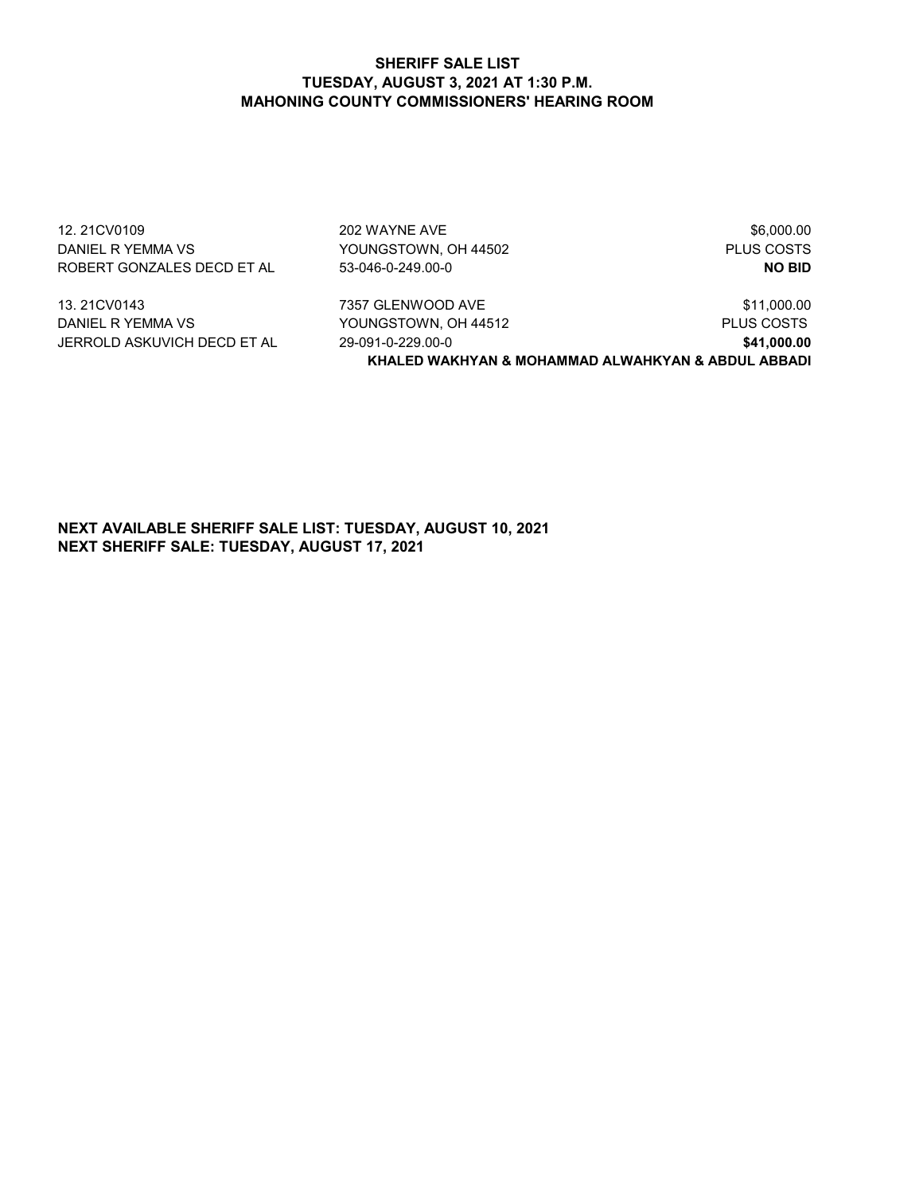**SHERIFF SALE LIST**
**TUESDAY, AUGUST 3, 2021 AT 1:30 P.M.**
**MAHONING COUNTY COMMISSIONERS' HEARING ROOM**

| | | |
|---|---|---|
| 12. 21CV0109 | 202 WAYNE AVE | $6,000.00 |
| DANIEL R YEMMA VS | YOUNGSTOWN, OH 44502 | PLUS COSTS |
| ROBERT GONZALES DECD ET AL | 53-046-0-249.00-0 | **NO BID** |
| 13. 21CV0143 | 7357 GLENWOOD AVE | $11,000.00 |
| DANIEL R YEMMA VS | YOUNGSTOWN, OH 44512 | PLUS COSTS |
| JERROLD ASKUVICH DECD ET AL | 29-091-0-229.00-0 | **$41,000.00** |
| | **KHALED WAKHYAN & MOHAMMAD ALWAHKYAN & ABDUL ABBADI** | |

**NEXT AVAILABLE SHERIFF SALE LIST: TUESDAY, AUGUST 10, 2021**
**NEXT SHERIFF SALE: TUESDAY, AUGUST 17, 2021**